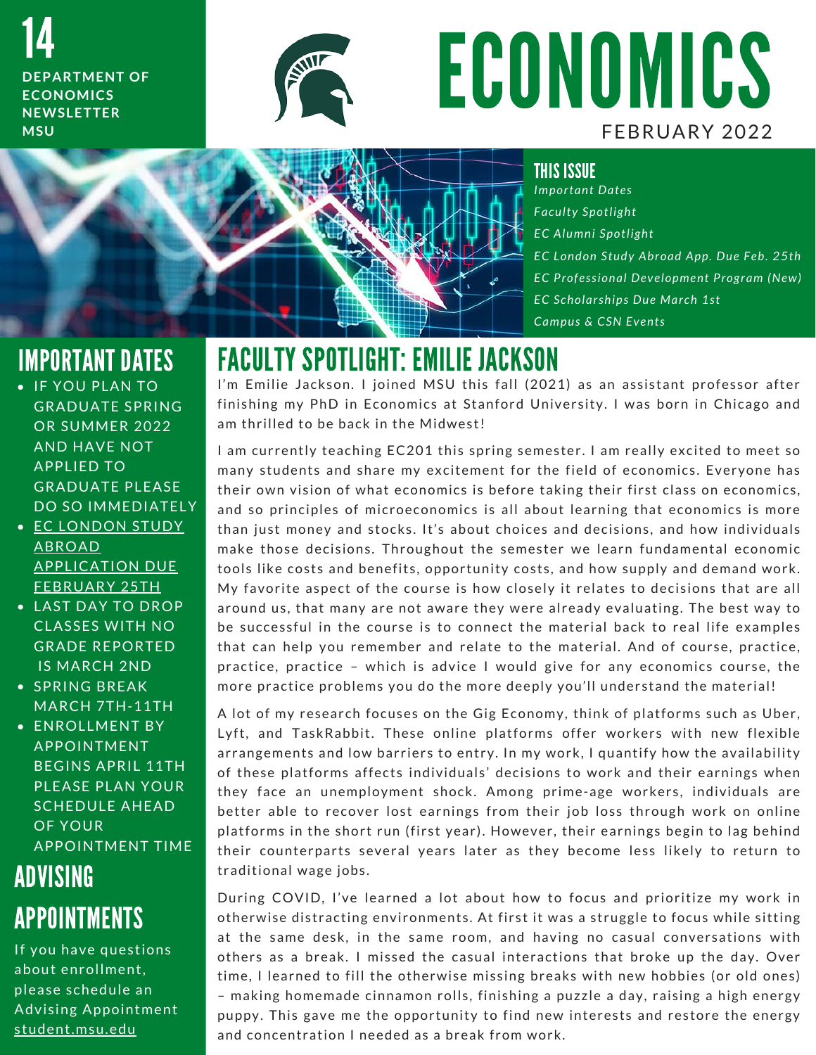14

**DEPARTMENT OF ECONOMICS NEWSLETTER MSU**

# ECONOMICS

FEBRUARY 2022

## THIS ISSUE

*Important Dates*

*Faculty Spotlight*

*EC Alumni Spotlight*

*EC London Study Abroad App. Due Feb. 25th*

*EC Professional Development Program (New)*

*EC Scholarships Due March 1st*

*Campus & CSN Events*

## IMPORTANT DATES

- IF YOU PLAN TO GRADUATE SPRING OR SUMMER 2022 AND HAVE NOT APPLIED TO GRADUATE PLEASE DO SO IMMEDIATELY
- EC LONDON STUDY ABROAD APPLICATION DUE FEBRUARY 25TH
- LAST DAY TO DROP CLASSES WITH NO GRADE REPORTED IS MARCH 2ND
- SPRING BREAK MARCH 7TH-11TH
- ENROLLMENT BY APPOINTMENT BEGINS APRIL 11TH PLEASE PLAN YOUR SCHEDULE AHEAD OF YOUR APPOINTMENT TIME

## ADVISING APPOINTMENTS

If you have questions about enrollment, please schedule an Advising Appointment student.msu.edu

## FACULTY SPOTLIGHT: EMILIE JACKSON

I'm Emilie Jackson. I joined MSU this fall (2021) as an assistant professor after finishing my PhD in Economics at Stanford University. I was born in Chicago and am thrilled to be back in the Midwest!

I am currently teaching EC201 this spring semester. I am really excited to meet so many students and share my excitement for the field of economics. Everyone has their own vision of what economics is before taking their first class on economics, and so principles of microeconomics is all about learning that economics is more than just money and stocks. It's about choices and decisions, and how individuals make those decisions. Throughout the semester we learn fundamental economic tools like costs and benefits, opportunity costs, and how supply and demand work. My favorite aspect of the course is how closely it relates to decisions that are all around us, that many are not aware they were already evaluating. The best way to be successful in the course is to connect the material back to real life examples that can help you remember and relate to the material. And of course, practice, practice, practice – which is advice I would give for any economics course, the more practice problems you do the more deeply you'll understand the material!

A lot of my research focuses on the Gig Economy, think of platforms such as Uber, Lyft, and TaskRabbit. These online platforms offer workers with new flexible arrangements and low barriers to entry. In my work, I quantify how the availability of these platforms affects individuals' decisions to work and their earnings when they face an unemployment shock. Among prime-age workers, individuals are better able to recover lost earnings from their job loss through work on online platforms in the short run (first year). However, their earnings begin to lag behind their counterparts several years later as they become less likely to return to traditional wage jobs.

During COVID, I've learned a lot about how to focus and prioritize my work in otherwise distracting environments. At first it was a struggle to focus while sitting at the same desk, in the same room, and having no casual conversations with others as a break. I missed the casual interactions that broke up the day. Over time, I learned to fill the otherwise missing breaks with new hobbies (or old ones) – making homemade cinnamon rolls, finishing a puzzle a day, raising a high energy puppy. This gave me the opportunity to find new interests and restore the energy and concentration I needed as a break from work.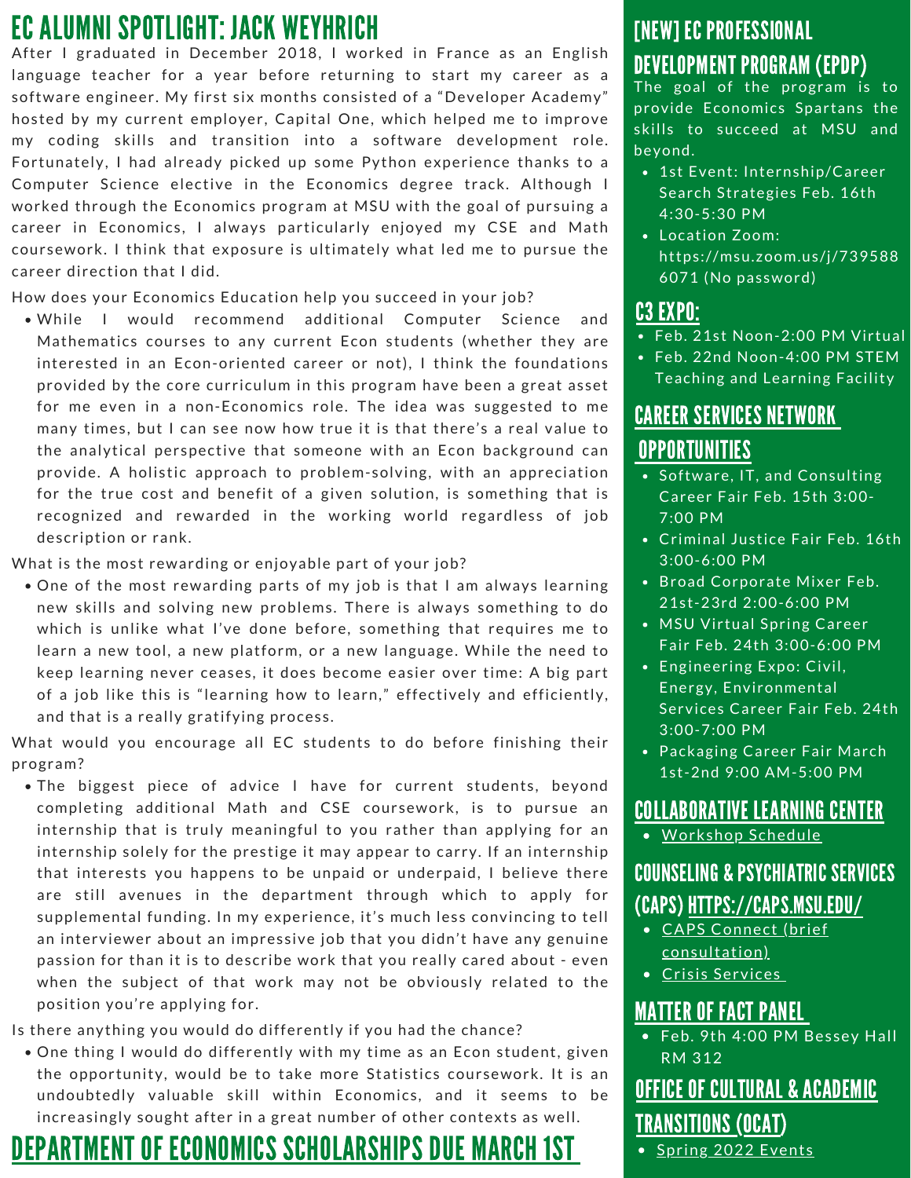# EC ALUMNI SPOTLIGHT: JACK WEYHRICH

After I graduated in December 2018, I worked in France as an English language teacher for a year before returning to start my career as a software engineer. My first six months consisted of a "Developer Academy" hosted by my current employer, Capital One, which helped me to improve my coding skills and transition into a software development role. Fortunately, I had already picked up some Python experience thanks to a Computer Science elective in the Economics degree track. Although I worked through the Economics program at MSU with the goal of pursuing a career in Economics, I always particularly enjoyed my CSE and Math coursework. I think that exposure is ultimately what led me to pursue the career direction that I did.

How does your Economics Education help you succeed in your job?

- While I would recommend additional Computer Science and Mathematics courses to any current Econ students (whether they are interested in an Econ-oriented career or not), I think the foundations provided by the core curriculum in this program have been a great asset for me even in a non-Economics role. The idea was suggested to me many times, but I can see now how true it is that there's a real value to the analytical perspective that someone with an Econ background can provide. A holistic approach to problem-solving, with an appreciation for the true cost and benefit of a given solution, is something that is recognized and rewarded in the working world regardless of job description or rank.

What is the most rewarding or enjoyable part of your job?

- One of the most rewarding parts of my job is that I am always learning new skills and solving new problems. There is always something to do which is unlike what I've done before, something that requires me to learn a new tool, a new platform, or a new language. While the need to keep learning never ceases, it does become easier over time: A big part of a job like this is "learning how to learn," effectively and efficiently, and that is a really gratifying process.

What would you encourage all EC students to do before finishing their program?

- The biggest piece of advice I have for current students, beyond completing additional Math and CSE coursework, is to pursue an internship that is truly meaningful to you rather than applying for an internship solely for the prestige it may appear to carry. If an internship that interests you happens to be unpaid or underpaid, I believe there are still avenues in the department through which to apply for supplemental funding. In my experience, it's much less convincing to tell an interviewer about an impressive job that you didn't have any genuine passion for than it is to describe work that you really cared about - even when the subject of that work may not be obviously related to the position you're applying for.

Is there anything you would do differently if you had the chance?

- One thing I would do differently with my time as an Econ student, given the opportunity, would be to take more Statistics coursework. It is an undoubtedly valuable skill within Economics, and it seems to be increasingly sought after in a great number of other contexts as well.

## DEPARTMENT OF ECONOMICS SCHOLARSHIPS DUE MARCH 1ST

## [NEW] EC PROFESSIONAL DEVELOPMENT PROGRAM (EPDP)

The goal of the program is to provide Economics Spartans the skills to succeed at MSU and beyond.

- 1st Event: Internship/Career Search Strategies Feb. 16th 4:30-5:30 PM
- Location Zoom: https://msu.zoom.us/j/7395886071 (No password)

## C3 EXPO:

- Feb. 21st Noon-2:00 PM Virtual
- Feb. 22nd Noon-4:00 PM STEM Teaching and Learning Facility

## CAREER SERVICES NETWORK OPPORTUNITIES

- Software, IT, and Consulting Career Fair Feb. 15th 3:00-7:00 PM
- Criminal Justice Fair Feb. 16th 3:00-6:00 PM
- Broad Corporate Mixer Feb. 21st-23rd 2:00-6:00 PM
- MSU Virtual Spring Career Fair Feb. 24th 3:00-6:00 PM
- Engineering Expo: Civil, Energy, Environmental Services Career Fair Feb. 24th 3:00-7:00 PM
- Packaging Career Fair March 1st-2nd 9:00 AM-5:00 PM

## COLLABORATIVE LEARNING CENTER

- Workshop Schedule

## COUNSELING & PSYCHIATRIC SERVICES (CAPS) HTTPS://CAPS.MSU.EDU/

- CAPS Connect (brief consultation)
- Crisis Services

## MATTER OF FACT PANEL

- Feb. 9th 4:00 PM Bessey Hall RM 312

## OFFICE OF CULTURAL & ACADEMIC TRANSITIONS (OCAT)

- Spring 2022 Events